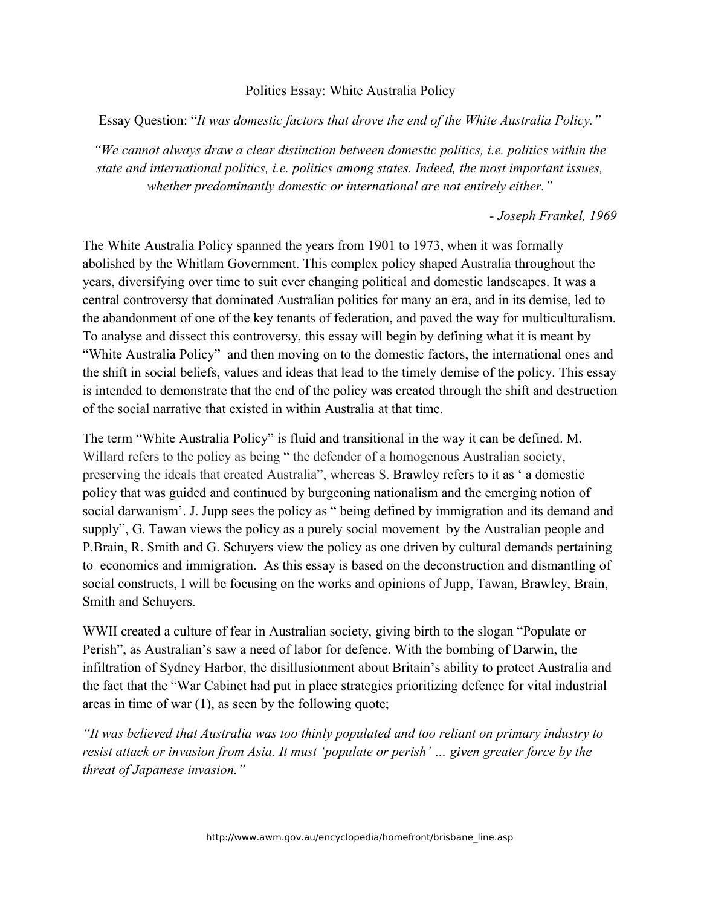Politics Essay: White Australia Policy

Essay Question: "*It was domestic factors that drove the end of the White Australia Policy.*"

*"We cannot always draw a clear distinction between domestic politics, i.e. politics within the state and international politics, i.e. politics among states. Indeed, the most important issues, whether predominantly domestic or international are not entirely either."*

*- Joseph Frankel, 1969*

The White Australia Policy spanned the years from 1901 to 1973, when it was formally abolished by the Whitlam Government. This complex policy shaped Australia throughout the years, diversifying over time to suit ever changing political and domestic landscapes. It was a central controversy that dominated Australian politics for many an era, and in its demise, led to the abandonment of one of the key tenants of federation, and paved the way for multiculturalism. To analyse and dissect this controversy, this essay will begin by defining what it is meant by "White Australia Policy" and then moving on to the domestic factors, the international ones and the shift in social beliefs, values and ideas that lead to the timely demise of the policy. This essay is intended to demonstrate that the end of the policy was created through the shift and destruction of the social narrative that existed in within Australia at that time.

The term "White Australia Policy" is fluid and transitional in the way it can be defined. M. Willard refers to the policy as being " the defender of a homogenous Australian society, preserving the ideals that created Australia", whereas S. Brawley refers to it as ' a domestic policy that was guided and continued by burgeoning nationalism and the emerging notion of social darwanism'. J. Jupp sees the policy as " being defined by immigration and its demand and supply", G. Tawan views the policy as a purely social movement by the Australian people and P.Brain, R. Smith and G. Schuyers view the policy as one driven by cultural demands pertaining to economics and immigration. As this essay is based on the deconstruction and dismantling of social constructs, I will be focusing on the works and opinions of Jupp, Tawan, Brawley, Brain, Smith and Schuyers.

WWII created a culture of fear in Australian society, giving birth to the slogan "Populate or Perish", as Australian's saw a need of labor for defence. With the bombing of Darwin, the infiltration of Sydney Harbor, the disillusionment about Britain's ability to protect Australia and the fact that the "War Cabinet had put in place strategies prioritizing defence for vital industrial areas in time of war (1), as seen by the following quote;

*"It was believed that Australia was too thinly populated and too reliant on primary industry to resist attack or invasion from Asia. It must 'populate or perish' … given greater force by the threat of Japanese invasion."*

http://www.awm.gov.au/encyclopedia/homefront/brisbane_line.asp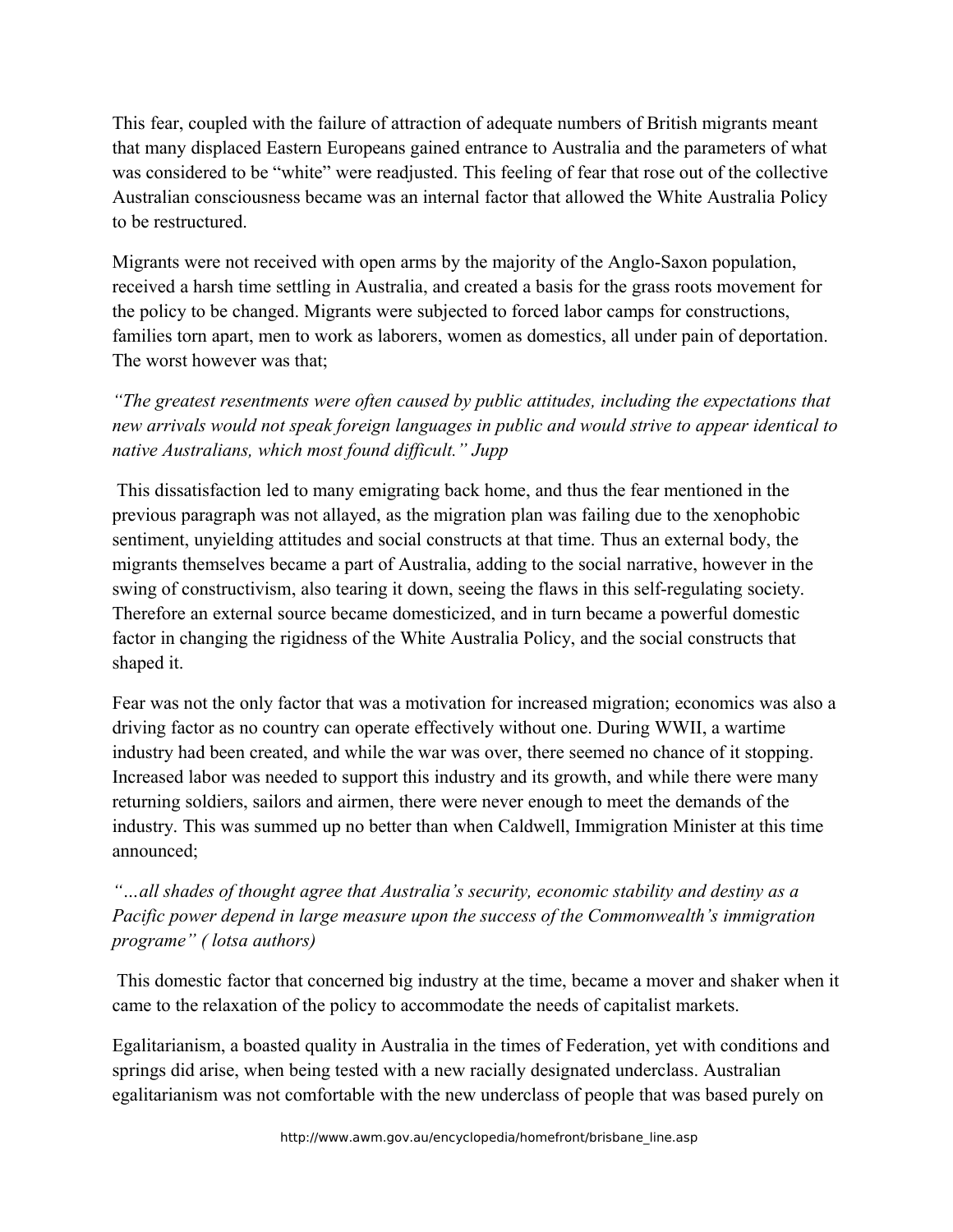This fear, coupled with the failure of attraction of adequate numbers of British migrants meant that many displaced Eastern Europeans gained entrance to Australia and the parameters of what was considered to be "white" were readjusted. This feeling of fear that rose out of the collective Australian consciousness became was an internal factor that allowed the White Australia Policy to be restructured.

Migrants were not received with open arms by the majority of the Anglo-Saxon population, received a harsh time settling in Australia, and created a basis for the grass roots movement for the policy to be changed. Migrants were subjected to forced labor camps for constructions, families torn apart, men to work as laborers, women as domestics, all under pain of deportation. The worst however was that;

*"The greatest resentments were often caused by public attitudes, including the expectations that new arrivals would not speak foreign languages in public and would strive to appear identical to native Australians, which most found difficult." Jupp*

This dissatisfaction led to many emigrating back home, and thus the fear mentioned in the previous paragraph was not allayed, as the migration plan was failing due to the xenophobic sentiment, unyielding attitudes and social constructs at that time. Thus an external body, the migrants themselves became a part of Australia, adding to the social narrative, however in the swing of constructivism, also tearing it down, seeing the flaws in this self-regulating society. Therefore an external source became domesticized, and in turn became a powerful domestic factor in changing the rigidness of the White Australia Policy, and the social constructs that shaped it.

Fear was not the only factor that was a motivation for increased migration; economics was also a driving factor as no country can operate effectively without one. During WWII, a wartime industry had been created, and while the war was over, there seemed no chance of it stopping. Increased labor was needed to support this industry and its growth, and while there were many returning soldiers, sailors and airmen, there were never enough to meet the demands of the industry. This was summed up no better than when Caldwell, Immigration Minister at this time announced;

*"…all shades of thought agree that Australia's security, economic stability and destiny as a Pacific power depend in large measure upon the success of the Commonwealth's immigration programe" ( lotsa authors)*

This domestic factor that concerned big industry at the time, became a mover and shaker when it came to the relaxation of the policy to accommodate the needs of capitalist markets.

Egalitarianism, a boasted quality in Australia in the times of Federation, yet with conditions and springs did arise, when being tested with a new racially designated underclass. Australian egalitarianism was not comfortable with the new underclass of people that was based purely on

http://www.awm.gov.au/encyclopedia/homefront/brisbane_line.asp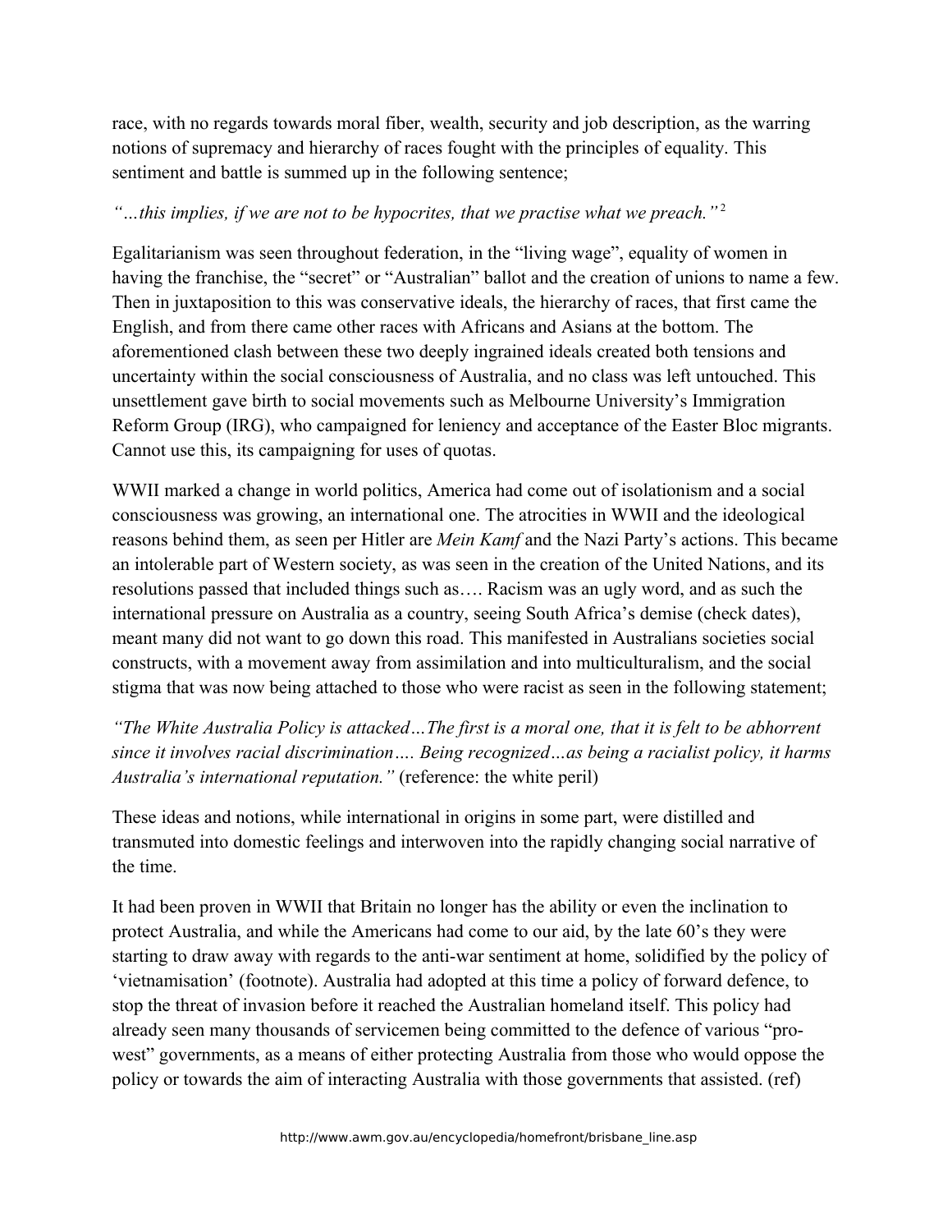race, with no regards towards moral fiber, wealth, security and job description, as the warring notions of supremacy and hierarchy of races fought with the principles of equality. This sentiment and battle is summed up in the following sentence;

*"…this implies, if we are not to be hypocrites, that we practise what we preach."* [2]

Egalitarianism was seen throughout federation, in the "living wage", equality of women in having the franchise, the "secret" or "Australian" ballot and the creation of unions to name a few. Then in juxtaposition to this was conservative ideals, the hierarchy of races, that first came the English, and from there came other races with Africans and Asians at the bottom. The aforementioned clash between these two deeply ingrained ideals created both tensions and uncertainty within the social consciousness of Australia, and no class was left untouched. This unsettlement gave birth to social movements such as Melbourne University's Immigration Reform Group (IRG), who campaigned for leniency and acceptance of the Easter Bloc migrants. Cannot use this, its campaigning for uses of quotas.

WWII marked a change in world politics, America had come out of isolationism and a social consciousness was growing, an international one. The atrocities in WWII and the ideological reasons behind them, as seen per Hitler are *Mein Kamf* and the Nazi Party's actions. This became an intolerable part of Western society, as was seen in the creation of the United Nations, and its resolutions passed that included things such as…. Racism was an ugly word, and as such the international pressure on Australia as a country, seeing South Africa's demise (check dates), meant many did not want to go down this road. This manifested in Australians societies social constructs, with a movement away from assimilation and into multiculturalism, and the social stigma that was now being attached to those who were racist as seen in the following statement;

*"The White Australia Policy is attacked…The first is a moral one, that it is felt to be abhorrent since it involves racial discrimination…. Being recognized…as being a racialist policy, it harms Australia's international reputation."* (reference: the white peril)

These ideas and notions, while international in origins in some part, were distilled and transmuted into domestic feelings and interwoven into the rapidly changing social narrative of the time.

It had been proven in WWII that Britain no longer has the ability or even the inclination to protect Australia, and while the Americans had come to our aid, by the late 60's they were starting to draw away with regards to the anti-war sentiment at home, solidified by the policy of 'vietnamisation' (footnote). Australia had adopted at this time a policy of forward defence, to stop the threat of invasion before it reached the Australian homeland itself. This policy had already seen many thousands of servicemen being committed to the defence of various "pro-west" governments, as a means of either protecting Australia from those who would oppose the policy or towards the aim of interacting Australia with those governments that assisted. (ref)

http://www.awm.gov.au/encyclopedia/homefront/brisbane_line.asp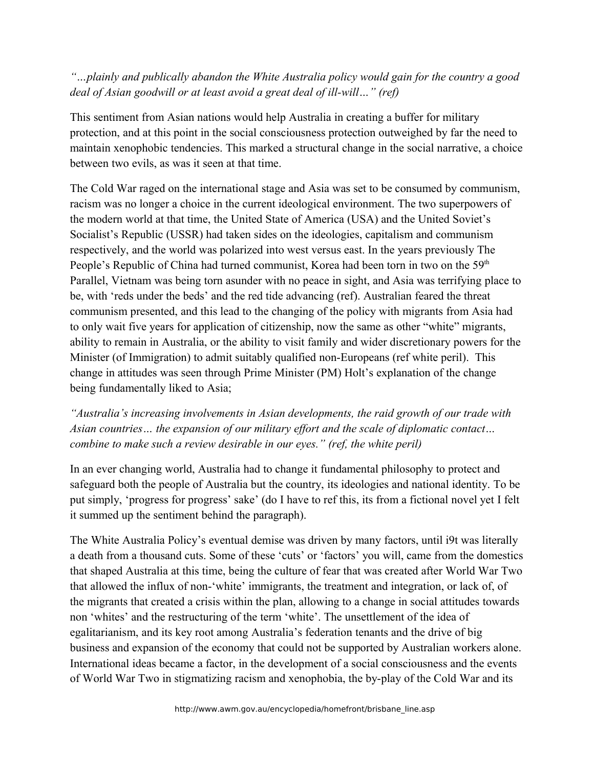*"…plainly and publically abandon the White Australia policy would gain for the country a good deal of Asian goodwill or at least avoid a great deal of ill-will…" (ref)*

This sentiment from Asian nations would help Australia in creating a buffer for military protection, and at this point in the social consciousness protection outweighed by far the need to maintain xenophobic tendencies. This marked a structural change in the social narrative, a choice between two evils, as was it seen at that time.

The Cold War raged on the international stage and Asia was set to be consumed by communism, racism was no longer a choice in the current ideological environment. The two superpowers of the modern world at that time, the United State of America (USA) and the United Soviet's Socialist's Republic (USSR) had taken sides on the ideologies, capitalism and communism respectively, and the world was polarized into west versus east. In the years previously The People's Republic of China had turned communist, Korea had been torn in two on the 59th Parallel, Vietnam was being torn asunder with no peace in sight, and Asia was terrifying place to be, with 'reds under the beds' and the red tide advancing (ref). Australian feared the threat communism presented, and this lead to the changing of the policy with migrants from Asia had to only wait five years for application of citizenship, now the same as other "white" migrants, ability to remain in Australia, or the ability to visit family and wider discretionary powers for the Minister (of Immigration) to admit suitably qualified non-Europeans (ref white peril). This change in attitudes was seen through Prime Minister (PM) Holt's explanation of the change being fundamentally liked to Asia;

*"Australia's increasing involvements in Asian developments, the raid growth of our trade with Asian countries… the expansion of our military effort and the scale of diplomatic contact… combine to make such a review desirable in our eyes." (ref, the white peril)*

In an ever changing world, Australia had to change it fundamental philosophy to protect and safeguard both the people of Australia but the country, its ideologies and national identity. To be put simply, 'progress for progress' sake' (do I have to ref this, its from a fictional novel yet I felt it summed up the sentiment behind the paragraph).

The White Australia Policy's eventual demise was driven by many factors, until i9t was literally a death from a thousand cuts. Some of these 'cuts' or 'factors' you will, came from the domestics that shaped Australia at this time, being the culture of fear that was created after World War Two that allowed the influx of non-'white' immigrants, the treatment and integration, or lack of, of the migrants that created a crisis within the plan, allowing to a change in social attitudes towards non 'whites' and the restructuring of the term 'white'. The unsettlement of the idea of egalitarianism, and its key root among Australia's federation tenants and the drive of big business and expansion of the economy that could not be supported by Australian workers alone. International ideas became a factor, in the development of a social consciousness and the events of World War Two in stigmatizing racism and xenophobia, the by-play of the Cold War and its

http://www.awm.gov.au/encyclopedia/homefront/brisbane_line.asp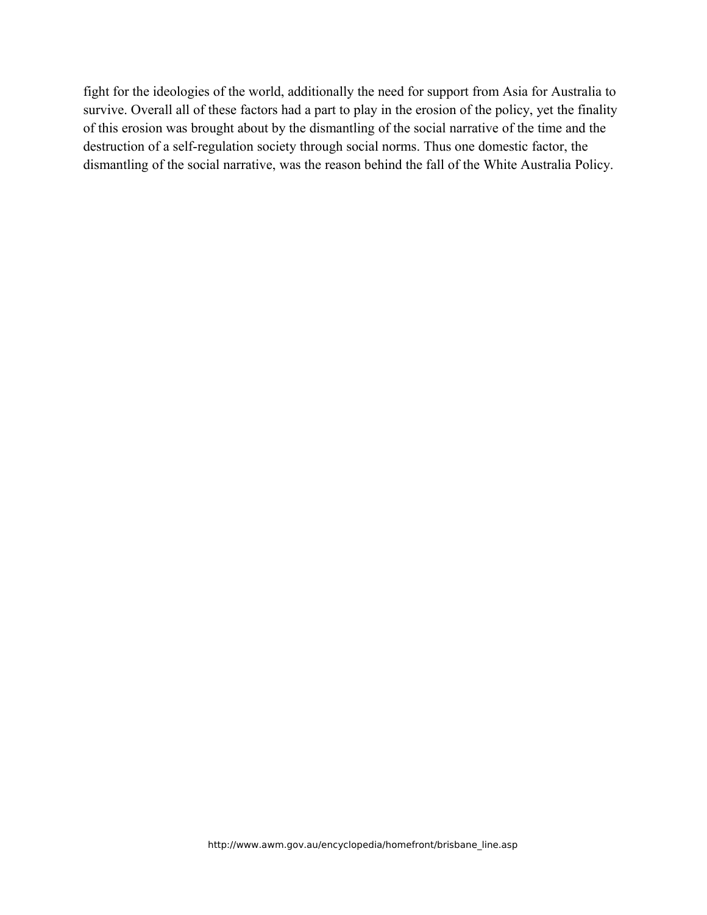fight for the ideologies of the world, additionally the need for support from Asia for Australia to survive. Overall all of these factors had a part to play in the erosion of the policy, yet the finality of this erosion was brought about by the dismantling of the social narrative of the time and the destruction of a self-regulation society through social norms. Thus one domestic factor, the dismantling of the social narrative, was the reason behind the fall of the White Australia Policy.

http://www.awm.gov.au/encyclopedia/homefront/brisbane_line.asp